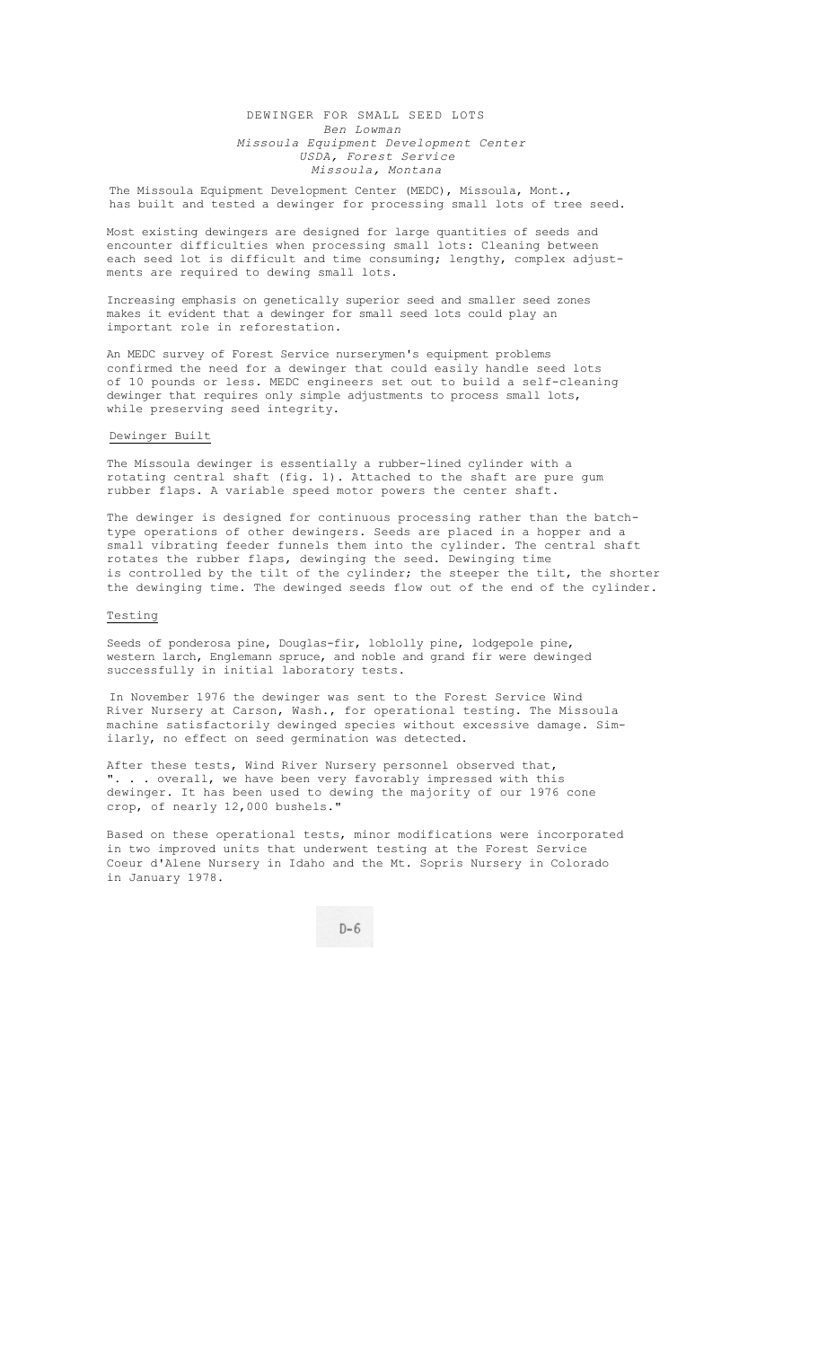# DEWINGER FOR SMALL SEED LOTS

*Ben Lowman*
*Missoula Equipment Development Center*
*USDA, Forest Service*
*Missoula, Montana*

The Missoula Equipment Development Center (MEDC), Missoula, Mont., has built and tested a dewinger for processing small lots of tree seed.

Most existing dewingers are designed for large quantities of seeds and encounter difficulties when processing small lots: Cleaning between each seed lot is difficult and time consuming; lengthy, complex adjustments are required to dewing small lots.

Increasing emphasis on genetically superior seed and smaller seed zones makes it evident that a dewinger for small seed lots could play an important role in reforestation.

An MEDC survey of Forest Service nurserymen's equipment problems confirmed the need for a dewinger that could easily handle seed lots of 10 pounds or less. MEDC engineers set out to build a self-cleaning dewinger that requires only simple adjustments to process small lots, while preserving seed integrity.

## Dewinger Built

The Missoula dewinger is essentially a rubber-lined cylinder with a rotating central shaft (fig. 1). Attached to the shaft are pure gum rubber flaps. A variable speed motor powers the center shaft.

The dewinger is designed for continuous processing rather than the batch-type operations of other dewingers. Seeds are placed in a hopper and a small vibrating feeder funnels them into the cylinder. The central shaft rotates the rubber flaps, dewinging the seed. Dewinging time is controlled by the tilt of the cylinder; the steeper the tilt, the shorter the dewinging time. The dewinged seeds flow out of the end of the cylinder.

## Testing

Seeds of ponderosa pine, Douglas-fir, loblolly pine, lodgepole pine, western larch, Englemann spruce, and noble and grand fir were dewinged successfully in initial laboratory tests.

In November 1976 the dewinger was sent to the Forest Service Wind River Nursery at Carson, Wash., for operational testing. The Missoula machine satisfactorily dewinged species without excessive damage. Similarly, no effect on seed germination was detected.

After these tests, Wind River Nursery personnel observed that, ". . . overall, we have been very favorably impressed with this dewinger. It has been used to dewing the majority of our 1976 cone crop, of nearly 12,000 bushels."

Based on these operational tests, minor modifications were incorporated in two improved units that underwent testing at the Forest Service Coeur d'Alene Nursery in Idaho and the Mt. Sopris Nursery in Colorado in January 1978.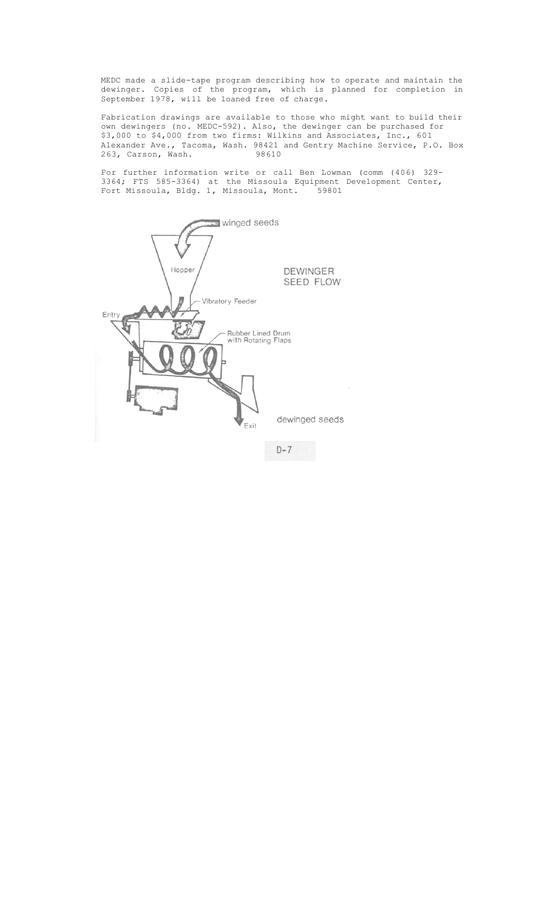MEDC made a slide-tape program describing how to operate and maintain the dewinger. Copies of the program, which is planned for completion in September 1978, will be loaned free of charge.

Fabrication drawings are available to those who might want to build their own dewingers (no. MEDC-592). Also, the dewinger can be purchased for $3,000 to $4,000 from two firms: Wilkins and Associates, Inc., 601 Alexander Ave., Tacoma, Wash. 98421 and Gentry Machine Service, P.O. Box 263, Carson, Wash. 98610

For further information write or call Ben Lowman (comm (406) 329-3364; FTS 585-3364) at the Missoula Equipment Development Center, Fort Missoula, Bldg. 1, Missoula, Mont. 59801

DEWINGER SEED FLOW

winged seeds

Hopper

Vibratory Feeder

Entry

Rubber Lined Drum with Rotating Flaps

Exit

dewinged seeds